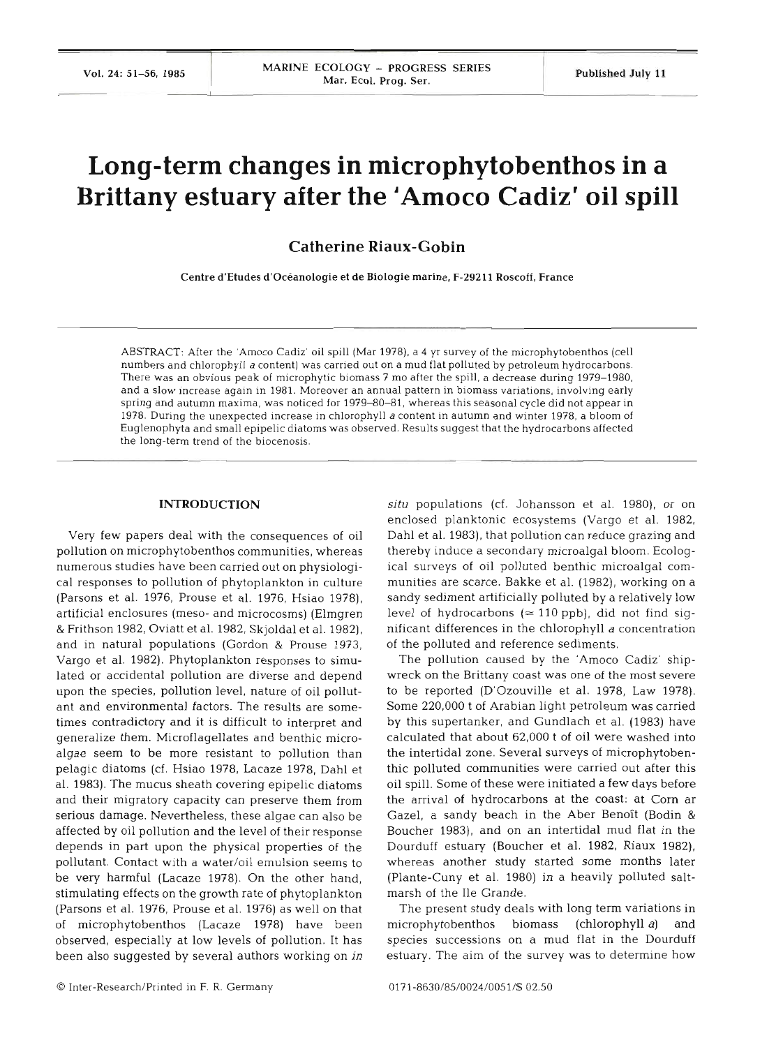# Long-term changes in microphytobenthos in a Brittany estuary after the 'Amoco Cadiz' oil spill

**Catherine Riaux-Gobin**

Centre d'Etudes d'Océanologie et de Biologie marine, F-29211 Roscoff, France

ABSTRACT: After the 'Amoco Cadiz' oil spill (Mar 1978), a 4 yr survey of the microphytobenthos (cell numbers and chlorophyll *a* content) was carried out on a mud flat polluted by petroleum hydrocarbons. There was an obvious peak of microphytic biomass 7 mo after the spill, a decrease during 1979–1980, and a slow increase again in 1981. Moreover an annual pattern in biomass variations, involving early spring and autumn maxima, was noticed for 1979–80–81, whereas this seasonal cycle did not appear in 1978. During the unexpected increase in chlorophyll *a* content in autumn and winter 1978, a bloom of Euglenophyta and small epipelic diatoms was observed. Results suggest that the hydrocarbons affected the long-term trend of the biocenosis.

## INTRODUCTION

Very few papers deal with the consequences of oil pollution on microphytobenthos communities, whereas numerous studies have been carried out on physiological responses to pollution of phytoplankton in culture (Parsons et al. 1976, Prouse et al. 1976, Hsiao 1978), artificial enclosures (meso- and microcosms) (Elmgren & Frithson 1982, Oviatt et al. 1982, Skjoldal et al. 1982), and in natural populations (Gordon & Prouse 1973, Vargo et al. 1982). Phytoplankton responses to simulated or accidental pollution are diverse and depend upon the species, pollution level, nature of oil pollutant and environmental factors. The results are sometimes contradictory and it is difficult to interpret and generalize them. Microflagellates and benthic microalgae seem to be more resistant to pollution than pelagic diatoms (cf. Hsiao 1978, Lacaze 1978, Dahl et al. 1983). The mucus sheath covering epipelic diatoms and their migratory capacity can preserve them from serious damage. Nevertheless, these algae can also be affected by oil pollution and the level of their response depends in part upon the physical properties of the pollutant. Contact with a water/oil emulsion seems to be very harmful (Lacaze 1978). On the other hand, stimulating effects on the growth rate of phytoplankton (Parsons et al. 1976, Prouse et al. 1976) as well on that of microphytobenthos (Lacaze 1978) have been observed, especially at low levels of pollution. It has been also suggested by several authors working on *in situ* populations (cf. Johansson et al. 1980), or on enclosed planktonic ecosystems (Vargo et al. 1982, Dahl et al. 1983), that pollution can reduce grazing and thereby induce a secondary microalgal bloom. Ecological surveys of oil polluted benthic microalgal communities are scarce. Bakke et al. (1982), working on a sandy sediment artificially polluted by a relatively low level of hydrocarbons ($\simeq$ 110 ppb), did not find significant differences in the chlorophyll *a* concentration of the polluted and reference sediments.

The pollution caused by the 'Amoco Cadiz' shipwreck on the Brittany coast was one of the most severe to be reported (D'Ozouville et al. 1978, Law 1978). Some 220,000 t of Arabian light petroleum was carried by this supertanker, and Gundlach et al. (1983) have calculated that about 62,000 t of oil were washed into the intertidal zone. Several surveys of microphytobenthic polluted communities were carried out after this oil spill. Some of these were initiated a few days before the arrival of hydrocarbons at the coast: at Corn ar Gazel, a sandy beach in the Aber Benoît (Bodin & Boucher 1983), and on an intertidal mud flat in the Dourduff estuary (Boucher et al. 1982, Riaux 1982), whereas another study started some months later (Plante-Cuny et al. 1980) in a heavily polluted saltmarsh of the Ile Grande.

The present study deals with long term variations in microphytobenthos biomass (chlorophyll *a*) and species successions on a mud flat in the Dourduff estuary. The aim of the survey was to determine how

© Inter-Research/Printed in F. R. Germany

0171-8630/85/0024/0051/$ 02.50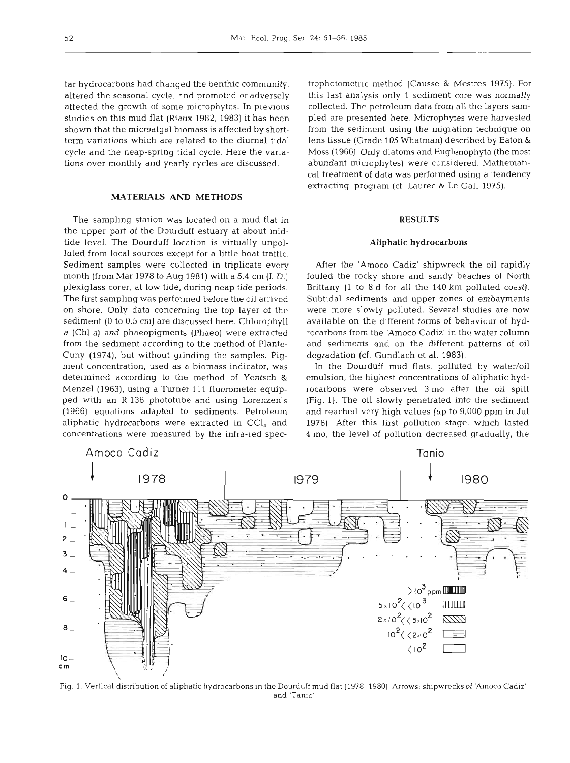far hydrocarbons had changed the benthic community, altered the seasonal cycle, and promoted or adversely affected the growth of some microphytes. In previous studies on this mud flat (Riaux 1982, 1983) it has been shown that the microalgal biomass is affected by short-term variations which are related to the diurnal tidal cycle and the neap-spring tidal cycle. Here the variations over monthly and yearly cycles are discussed.

## MATERIALS AND METHODS

The sampling station was located on a mud flat in the upper part of the Dourduff estuary at about mid-tide level. The Dourduff location is virtually unpolluted from local sources except for a little boat traffic. Sediment samples were collected in triplicate every month (from Mar 1978 to Aug 1981) with a 5.4 cm (I. D.) plexiglass corer, at low tide, during neap tide periods. The first sampling was performed before the oil arrived on shore. Only data concerning the top layer of the sediment (0 to 0.5 cm) are discussed here. Chlorophyll *a* (Chl *a*) and phaeopigments (Phaeo) were extracted from the sediment according to the method of Plante-Cuny (1974), but without grinding the samples. Pigment concentration, used as a biomass indicator, was determined according to the method of Yentsch & Menzel (1963), using a Turner 111 fluorometer equipped with an R 136 phototube and using Lorenzen's (1966) equations adapted to sediments. Petroleum aliphatic hydrocarbons were extracted in $CCl_4$ and concentrations were measured by the infra-red spectrophotometric method (Causse & Mestres 1975). For this last analysis only 1 sediment core was normally collected. The petroleum data from all the layers sampled are presented here. Microphytes were harvested from the sediment using the migration technique on lens tissue (Grade 105 Whatman) described by Eaton & Moss (1966). Only diatoms and Euglenophyta (the most abundant microphytes) were considered. Mathematical treatment of data was performed using a 'tendency extracting' program (cf. Laurec & Le Gall 1975).

## RESULTS

### Aliphatic hydrocarbons

After the 'Amoco Cadiz' shipwreck the oil rapidly fouled the rocky shore and sandy beaches of North Brittany (1 to 8 d for all the 140 km polluted coast). Subtidal sediments and upper zones of embayments were more slowly polluted. Several studies are now available on the different forms of behaviour of hydrocarbons from the 'Amoco Cadiz' in the water column and sediments and on the different patterns of oil degradation (cf. Gundlach et al. 1983).

In the Dourduff mud flats, polluted by water/oil emulsion, the highest concentrations of aliphatic hydrocarbons were observed 3 mo after the oil spill (Fig. 1). The oil slowly penetrated into the sediment and reached very high values (up to 9,000 ppm in Jul 1978). After this first pollution stage, which lasted 4 mo, the level of pollution decreased gradually, the

Fig. 1. Vertical distribution of aliphatic hydrocarbons in the Dourduff mud flat (1978–1980). Arrows: shipwrecks of 'Amoco Cadiz' and 'Tanio'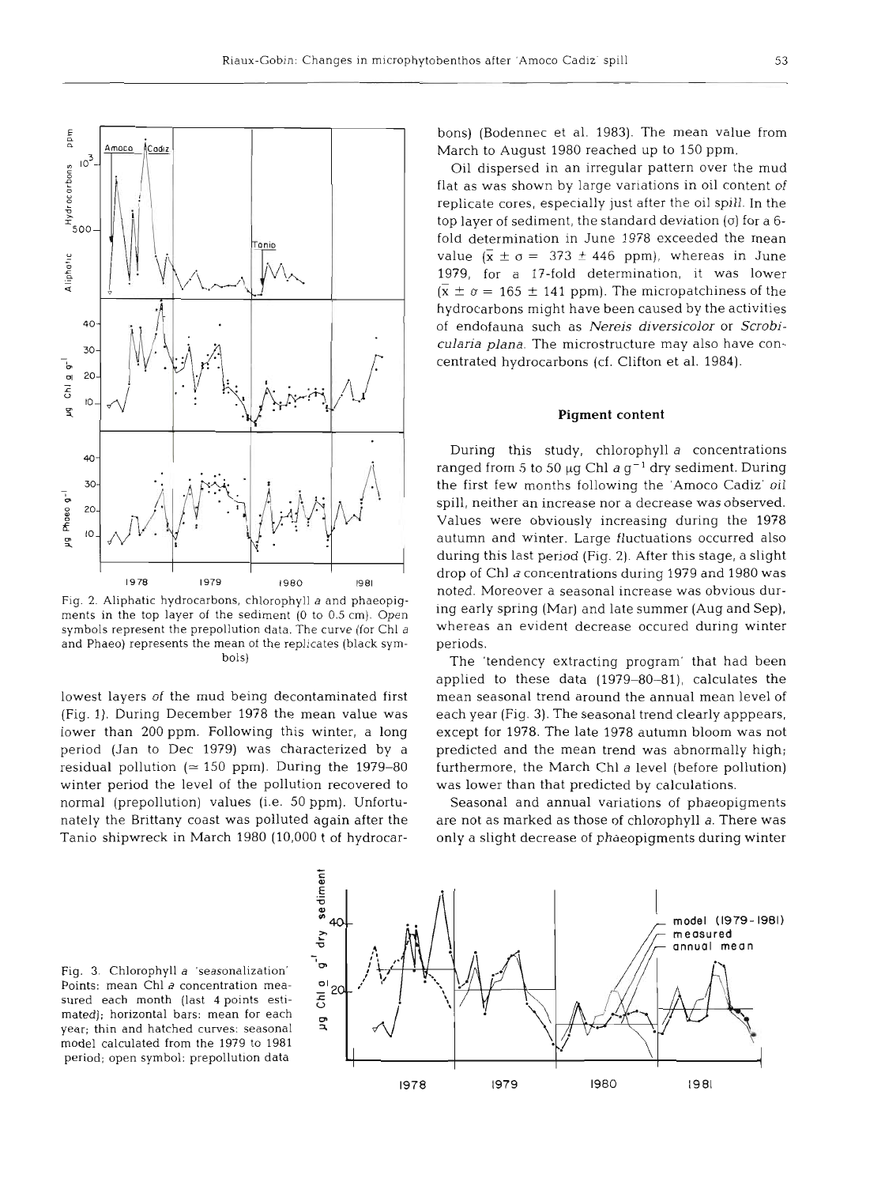Fig. 2. Aliphatic hydrocarbons, chlorophyll *a* and phaeopigments in the top layer of the sediment (0 to 0.5 cm). Open symbols represent the prepollution data. The curve (for Chl *a* and Phaeo) represents the mean of the replicates (black symbols)

lowest layers of the mud being decontaminated first (Fig. 1). During December 1978 the mean value was lower than 200 ppm. Following this winter, a long period (Jan to Dec 1979) was characterized by a residual pollution (≃ 150 ppm). During the 1979–80 winter period the level of the pollution recovered to normal (prepollution) values (i.e. 50 ppm). Unfortunately the Brittany coast was polluted again after the Tanio shipwreck in March 1980 (10,000 t of hydrocarbons) (Bodennec et al. 1983). The mean value from March to August 1980 reached up to 150 ppm.

Oil dispersed in an irregular pattern over the mud flat as was shown by large variations in oil content of replicate cores, especially just after the oil spill. In the top layer of sediment, the standard deviation ($\sigma$) for a 6-fold determination in June 1978 exceeded the mean value ($\bar{x} \pm \sigma$ = 373 ± 446 ppm), whereas in June 1979, for a 17-fold determination, it was lower ($\bar{x} \pm \sigma$ = 165 ± 141 ppm). The micropatchiness of the hydrocarbons might have been caused by the activities of endofauna such as *Nereis diversicolor* or *Scrobicularia plana*. The microstructure may also have concentrated hydrocarbons (cf. Clifton et al. 1984).

## Pigment content

During this study, chlorophyll *a* concentrations ranged from 5 to 50 µg Chl *a* g$^{-1}$ dry sediment. During the first few months following the 'Amoco Cadiz' oil spill, neither an increase nor a decrease was observed. Values were obviously increasing during the 1978 autumn and winter. Large fluctuations occurred also during this last period (Fig. 2). After this stage, a slight drop of Chl *a* concentrations during 1979 and 1980 was noted. Moreover a seasonal increase was obvious during early spring (Mar) and late summer (Aug and Sep), whereas an evident decrease occured during winter periods.

The 'tendency extracting program' that had been applied to these data (1979–80–81), calculates the mean seasonal trend around the annual mean level of each year (Fig. 3). The seasonal trend clearly apppears, except for 1978. The late 1978 autumn bloom was not predicted and the mean trend was abnormally high; furthermore, the March Chl *a* level (before pollution) was lower than that predicted by calculations.

Seasonal and annual variations of phaeopigments are not as marked as those of chlorophyll *a*. There was only a slight decrease of phaeopigments during winter

Fig. 3. Chlorophyll *a* 'seasonalization'. Points: mean Chl *a* concentration measured each month (last 4 points estimated); horizontal bars: mean for each year; thin and hatched curves: seasonal model calculated from the 1979 to 1981 period; open symbol: prepollution data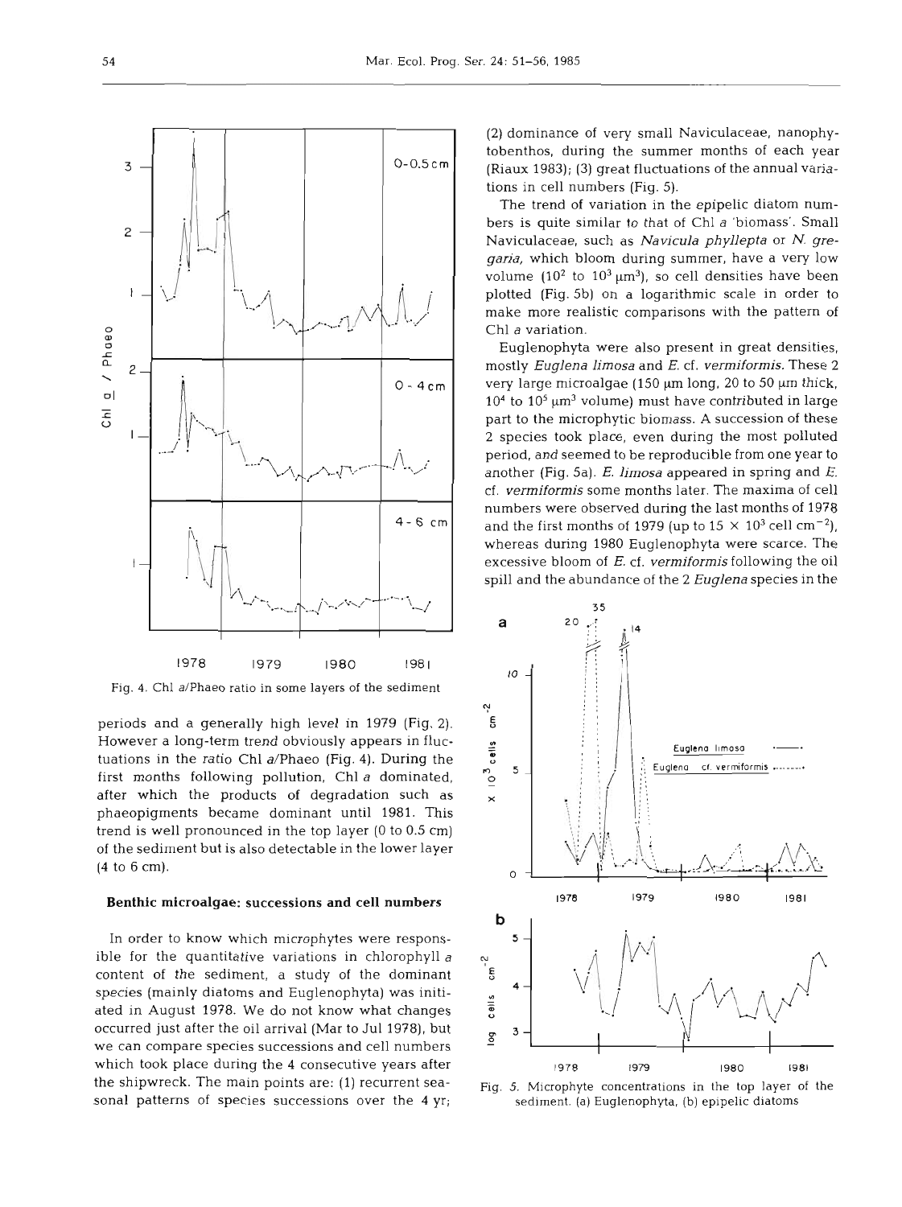Fig. 4. Chl a/Phaeo ratio in some layers of the sediment

periods and a generally high level in 1979 (Fig. 2). However a long-term trend obviously appears in fluctuations in the ratio Chl a/Phaeo (Fig. 4). During the first months following pollution, Chl a dominated, after which the products of degradation such as phaeopigments became dominant until 1981. This trend is well pronounced in the top layer (0 to 0.5 cm) of the sediment but is also detectable in the lower layer (4 to 6 cm).

## Benthic microalgae: successions and cell numbers

In order to know which microphytes were responsible for the quantitative variations in chlorophyll a content of the sediment, a study of the dominant species (mainly diatoms and Euglenophyta) was initiated in August 1978. We do not know what changes occurred just after the oil arrival (Mar to Jul 1978), but we can compare species successions and cell numbers which took place during the 4 consecutive years after the shipwreck. The main points are: (1) recurrent seasonal patterns of species successions over the 4 yr; (2) dominance of very small Naviculaceae, nanophytobenthos, during the summer months of each year (Riaux 1983); (3) great fluctuations of the annual variations in cell numbers (Fig. 5).

The trend of variation in the epipelic diatom numbers is quite similar to that of Chl a 'biomass'. Small Naviculaceae, such as *Navicula phyllepta* or *N. gregaria*, which bloom during summer, have a very low volume ($10^2$ to $10^3$ µm$^3$), so cell densities have been plotted (Fig. 5b) on a logarithmic scale in order to make more realistic comparisons with the pattern of Chl a variation.

Euglenophyta were also present in great densities, mostly *Euglena limosa* and *E.* cf. *vermiformis*. These 2 very large microalgae (150 µm long, 20 to 50 µm thick, $10^4$ to $10^5$ µm$^3$ volume) must have contributed in large part to the microphytic biomass. A succession of these 2 species took place, even during the most polluted period, and seemed to be reproducible from one year to another (Fig. 5a). *E. limosa* appeared in spring and *E.* cf. *vermiformis* some months later. The maxima of cell numbers were observed during the last months of 1978 and the first months of 1979 (up to $15 \times 10^3$ cell cm$^{-2}$), whereas during 1980 Euglenophyta were scarce. The excessive bloom of *E.* cf. *vermiformis* following the oil spill and the abundance of the 2 *Euglena* species in the

Fig. 5. Microphyte concentrations in the top layer of the sediment. (a) Euglenophyta, (b) epipelic diatoms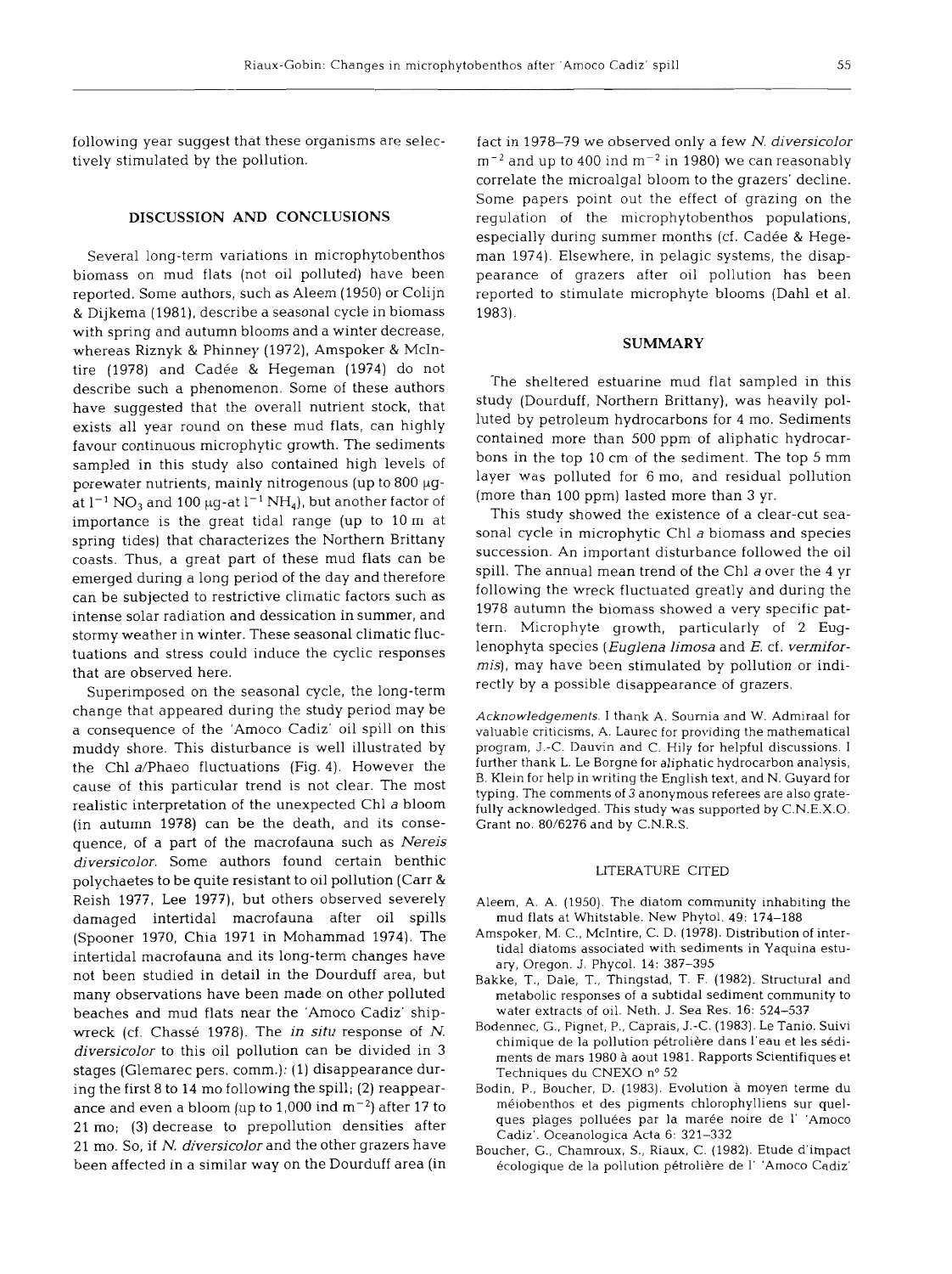following year suggest that these organisms are selectively stimulated by the pollution.

## DISCUSSION AND CONCLUSIONS

Several long-term variations in microphytobenthos biomass on mud flats (not oil polluted) have been reported. Some authors, such as Aleem (1950) or Colijn & Dijkema (1981), describe a seasonal cycle in biomass with spring and autumn blooms and a winter decrease, whereas Riznyk & Phinney (1972), Amspoker & McIntire (1978) and Cadée & Hegeman (1974) do not describe such a phenomenon. Some of these authors have suggested that the overall nutrient stock, that exists all year round on these mud flats, can highly favour continuous microphytic growth. The sediments sampled in this study also contained high levels of porewater nutrients, mainly nitrogenous (up to 800 µg-at $l^{-1}$ $NO_3$ and 100 µg-at $l^{-1}$ $NH_4$), but another factor of importance is the great tidal range (up to 10 m at spring tides) that characterizes the Northern Brittany coasts. Thus, a great part of these mud flats can be emerged during a long period of the day and therefore can be subjected to restrictive climatic factors such as intense solar radiation and dessication in summer, and stormy weather in winter. These seasonal climatic fluctuations and stress could induce the cyclic responses that are observed here.

Superimposed on the seasonal cycle, the long-term change that appeared during the study period may be a consequence of the 'Amoco Cadiz' oil spill on this muddy shore. This disturbance is well illustrated by the Chl *a*/Phaeo fluctuations (Fig. 4). However the cause of this particular trend is not clear. The most realistic interpretation of the unexpected Chl *a* bloom (in autumn 1978) can be the death, and its consequence, of a part of the macrofauna such as *Nereis diversicolor*. Some authors found certain benthic polychaetes to be quite resistant to oil pollution (Carr & Reish 1977, Lee 1977), but others observed severely damaged intertidal macrofauna after oil spills (Spooner 1970, Chia 1971 in Mohammad 1974). The intertidal macrofauna and its long-term changes have not been studied in detail in the Dourduff area, but many observations have been made on other polluted beaches and mud flats near the 'Amoco Cadiz' shipwreck (cf. Chassé 1978). The *in situ* response of *N. diversicolor* to this oil pollution can be divided in 3 stages (Glemarec pers. comm.): (1) disappearance during the first 8 to 14 mo following the spill; (2) reappearance and even a bloom (up to 1,000 ind $m^{-2}$) after 17 to 21 mo; (3) decrease to prepollution densities after 21 mo. So, if *N. diversicolor* and the other grazers have been affected in a similar way on the Dourduff area (in fact in 1978–79 we observed only a few *N. diversicolor* $m^{-2}$ and up to 400 ind $m^{-2}$ in 1980) we can reasonably correlate the microalgal bloom to the grazers' decline. Some papers point out the effect of grazing on the regulation of the microphytobenthos populations, especially during summer months (cf. Cadée & Hegeman 1974). Elsewhere, in pelagic systems, the disappearance of grazers after oil pollution has been reported to stimulate microphyte blooms (Dahl et al. 1983).

## SUMMARY

The sheltered estuarine mud flat sampled in this study (Dourduff, Northern Brittany), was heavily polluted by petroleum hydrocarbons for 4 mo. Sediments contained more than 500 ppm of aliphatic hydrocarbons in the top 10 cm of the sediment. The top 5 mm layer was polluted for 6 mo, and residual pollution (more than 100 ppm) lasted more than 3 yr.

This study showed the existence of a clear-cut seasonal cycle in microphytic Chl *a* biomass and species succession. An important disturbance followed the oil spill. The annual mean trend of the Chl *a* over the 4 yr following the wreck fluctuated greatly and during the 1978 autumn the biomass showed a very specific pattern. Microphyte growth, particularly of 2 Euglenophyta species (*Euglena limosa* and *E.* cf. *vermiformis*), may have been stimulated by pollution or indirectly by a possible disappearance of grazers.

*Acknowledgements.* I thank A. Sournia and W. Admiraal for valuable criticisms, A. Laurec for providing the mathematical program, J.-C. Dauvin and C. Hily for helpful discussions. I further thank L. Le Borgne for aliphatic hydrocarbon analysis, B. Klein for help in writing the English text, and N. Guyard for typing. The comments of 3 anonymous referees are also gratefully acknowledged. This study was supported by C.N.E.X.O. Grant no. 80/6276 and by C.N.R.S.

## LITERATURE CITED

Aleem, A. A. (1950). The diatom community inhabiting the mud flats at Whitstable. New Phytol. 49: 174–188

Amspoker, M. C., McIntire, C. D. (1978). Distribution of intertidal diatoms associated with sediments in Yaquina estuary, Oregon. J. Phycol. 14: 387–395

Bakke, T., Dale, T., Thingstad, T. F. (1982). Structural and metabolic responses of a subtidal sediment community to water extracts of oil. Neth. J. Sea Res. 16: 524–537

Bodennec, G., Pignet, P., Caprais, J.-C. (1983). Le Tanio. Suivi chimique de la pollution pétrolière dans l'eau et les sédiments de mars 1980 à aout 1981. Rapports Scientifiques et Techniques du CNEXO n° 52

Bodin, P., Boucher, D. (1983). Evolution à moyen terme du méiobenthos et des pigments chlorophylliens sur quelques plages polluées par la marée noire de l' 'Amoco Cadiz'. Oceanologica Acta 6: 321–332

Boucher, G., Chamroux, S., Riaux, C. (1982). Etude d'impact écologique de la pollution pétrolière de l' 'Amoco Cadiz'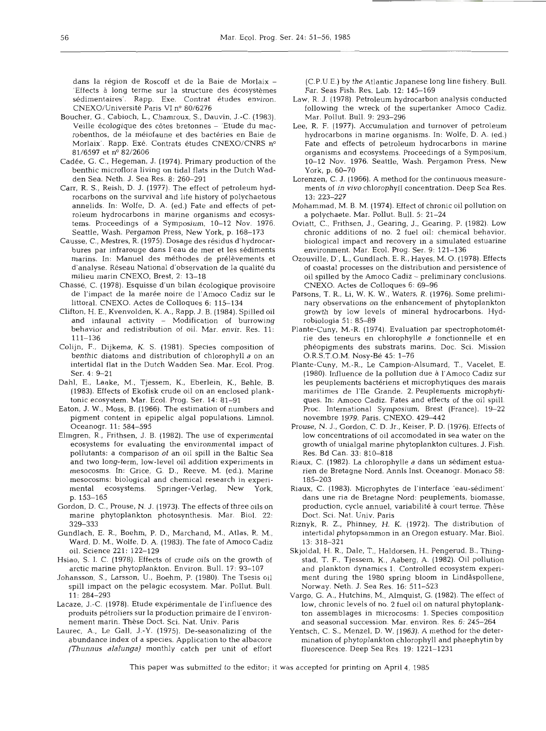dans la région de Roscoff et de la Baie de Morlaix – 'Effects à long terme sur la structure des écosystèmes sédimentaires'. Rapp. Exe. Contrat études environ. CNEXO/Université Paris VI n° 80/6276

Boucher, G., Cabioch, L., Chamroux, S., Dauvin, J.-C. (1983). Veille écologique des côtes bretonnes – 'Etude du macrobenthos, de la méiofaune et des bactéries en Baie de Morlaix'. Rapp. Exé. Contrats études CNEXO/CNRS n° 81/6597 et n° 82/2606

Cadée, G. C., Hegeman, J. (1974). Primary production of the benthic microflora living on tidal flats in the Dutch Wadden Sea. Neth. J. Sea Res. 8: 260–291

Carr, R. S., Reish, D. J. (1977). The effect of petroleum hydrocarbons on the survival and life history of polychaetous annelids. In: Wolfe, D. A. (ed.) Fate and effects of petroleum hydrocarbons in marine organisms and ecosystems. Proceedings of a Symposium, 10–12 Nov. 1976. Seattle, Wash. Pergamon Press, New York, p. 168–173

Causse, C., Mestres, R. (1975). Dosage des résidus d'hydrocarbures par infrarouge dans l'eau de mer et les sédiments marins. In: Manuel des méthodes de prélèvements et d'analyse. Réseau National d'observation de la qualité du milieu marin CNEXO, Brest, 2: 13–18

Chassé, C. (1978). Esquisse d'un bilan écologique provisoire de l'impact de la marée noire de l'Amoco Cadiz sur le littoral. CNEXO. Actes de Colloques 6: 115–134

Clifton, H. E., Kvenvolden, K. A., Rapp, J. B. (1984). Spilled oil and infaunal activity – Modification of burrowing behavior and redistribution of oil. Mar. envir. Res. 11: 111–136

Colijn, F., Dijkema, K. S. (1981). Species composition of benthic diatoms and distribution of chlorophyll *a* on an intertidal flat in the Dutch Wadden Sea. Mar. Ecol. Prog. Ser. 4: 9–21

Dahl, E., Laake, M., Tjessem, K., Eberlein, K., Bøhle, B. (1983). Effects of Ekofisk crude oil on an enclosed planktonic ecosystem. Mar. Ecol. Prog. Ser. 14: 81–91

Eaton, J. W., Moss, B. (1966). The estimation of numbers and pigment content in epipelic algal populations. Limnol. Oceanogr. 11: 584–595

Elmgren, R., Frithsen, J. B. (1982). The use of experimental ecosystems for evaluating the environmental impact of pollutants: a comparison of an oil spill in the Baltic Sea and two long-term, low-level oil addition experiments in mesocosms. In: Grice, G. D., Reeve, M. (ed.). Marine mesocosms: biological and chemical research in experimental ecosystems. Springer-Verlag, New York, p. 153–165

Gordon, D. C., Prouse, N. J. (1973). The effects of three oils on marine phytoplankton photosynthesis. Mar. Biol. 22: 329–333

Gundlach, E. R., Boehm, P. D., Marchand, M., Atlas, R. M., Ward, D. M., Wolfe, D. A. (1983). The fate of Amoco Cadiz oil. Science 221: 122–129

Hsiao, S. I. C. (1978). Effects of crude oils on the growth of arctic marine phytoplankton. Environ. Bull. 17: 93–107

Johansson, S., Larsson, U., Boehm, P. (1980). The Tsesis oil spill impact on the pelagic ecosystem. Mar. Pollut. Bull. 11: 284–293

Lacaze, J.-C. (1978). Etude expérimentale de l'influence des produits pétroliers sur la production primaire de l'environnement marin. Thèse Doct. Sci. Nat. Univ. Paris

Laurec, A., Le Gall, J.-Y. (1975). De-seasonalizing of the abundance index of a species. Application to the albacore (*Thunnus alalunga*) monthly catch per unit of effort (C.P.U.E.) by the Atlantic Japanese long line fishery. Bull. Far. Seas Fish. Res. Lab. 12: 145–169

Law, R. J. (1978). Petroleum hydrocarbon analysis conducted following the wreck of the supertanker Amoco Cadiz. Mar. Pollut. Bull. 9: 293–296

Lee, R. F. (1977). Accumulation and turnover of petroleum hydrocarbons in marine organisms. In: Wolfe, D. A. (ed.) Fate and effects of petroleum hydrocarbons in marine organisms and ecosystems. Proceedings of a Symposium, 10–12 Nov. 1976. Seattle, Wash. Pergamon Press, New York, p. 60–70

Lorenzen, C. J. (1966). A method for the continuous measurements of *in vivo* chlorophyll concentration. Deep Sea Res. 13: 223–227

Mohammad, M. B. M. (1974). Effect of chronic oil pollution on a polychaete. Mar. Pollut. Bull. 5: 21–24

Oviatt, C., Frithsen, J., Gearing, J., Gearing, P. (1982). Low chronic additions of no. 2 fuel oil: chemical behavior, biological impact and recovery in a simulated estuarine environment. Mar. Ecol. Prog. Ser. 9: 121–136

Ozouville, D', L., Gundlach, E. R., Hayes, M. O. (1978). Effects of coastal processes on the distribution and persistence of oil spilled by the Amoco Cadiz – preliminary conclusions. CNEXO. Actes de Colloques 6: 69–96

Parsons, T. R., Li, W. K. W., Waters, R. (1976). Some preliminary observations on the enhancement of phytoplankton growth by low levels of mineral hydrocarbons. Hydrobiologia 51: 85–89

Plante-Cuny, M.-R. (1974). Evaluation par spectrophotométrie des teneurs en chlorophylle *a* fonctionnelle et en phéopigments des substrats marins. Doc. Sci. Mission O.R.S.T.O.M. Nosy-Bé 45: 1–76

Plante-Cuny, M.-R., Le Campion-Alsumard, T., Vacelet, E. (1980). Influence de la pollution due à l'Amoco Cadiz sur les peuplements bactériens et microphytiques des marais maritimes de l'Ile Grande. 2. Peuplements microphytiques. In: Amoco Cadiz. Fates and effects of the oil spill. Proc. International Symposium, Brest (France). 19–22 novembre 1979. Paris. CNEXO. 429–442

Prouse, N. J., Gordon, C. D. Jr., Keiser, P. D. (1976). Effects of low concentrations of oil accomodated in sea water on the growth of unialgal marine phytoplankton cultures. J. Fish. Res. Bd Can. 33: 810–818

Riaux, C. (1982). La chlorophylle *a* dans un sédiment estuarien de Bretagne Nord. Annls Inst. Oceanogr. Monaco 58: 185–203

Riaux, C. (1983). Microphytes de l'interface 'eau-sédiment' dans une ria de Bretagne Nord: peuplements, biomasse, production, cycle annuel, variabilité à court terme. Thèse Doct. Sci. Nat. Univ. Paris

Riznyk, R. Z., Phinney, H. K. (1972). The distribution of intertidal phytopsammon in an Oregon estuary. Mar. Biol. 13: 318–321

Skjoldal, H. R., Dale, T., Haldorsen, H., Pengerud, B., Thingstad, T. F., Tjessem, K., Aaberg, A. (1982). Oil pollution and plankton dynamics 1. Controlled ecosystem experiment during the 1980 spring bloom in Lindåspollene, Norway. Neth. J. Sea Res. 16: 511–523

Vargo, G. A., Hutchins, M., Almquist, G. (1982). The effect of low, chronic levels of no. 2 fuel oil on natural phytoplankton assemblages in microcosms: 1. Species composition and seasonal succession. Mar. environ. Res. 6: 245–264

Yentsch, C. S., Menzel, D. W. (1963). A method for the determination of phytoplankton chlorophyll and phaephytin by fluorescence. Deep Sea Res. 19: 1221–1231

This paper was submitted to the editor; it was accepted for printing on April 4, 1985